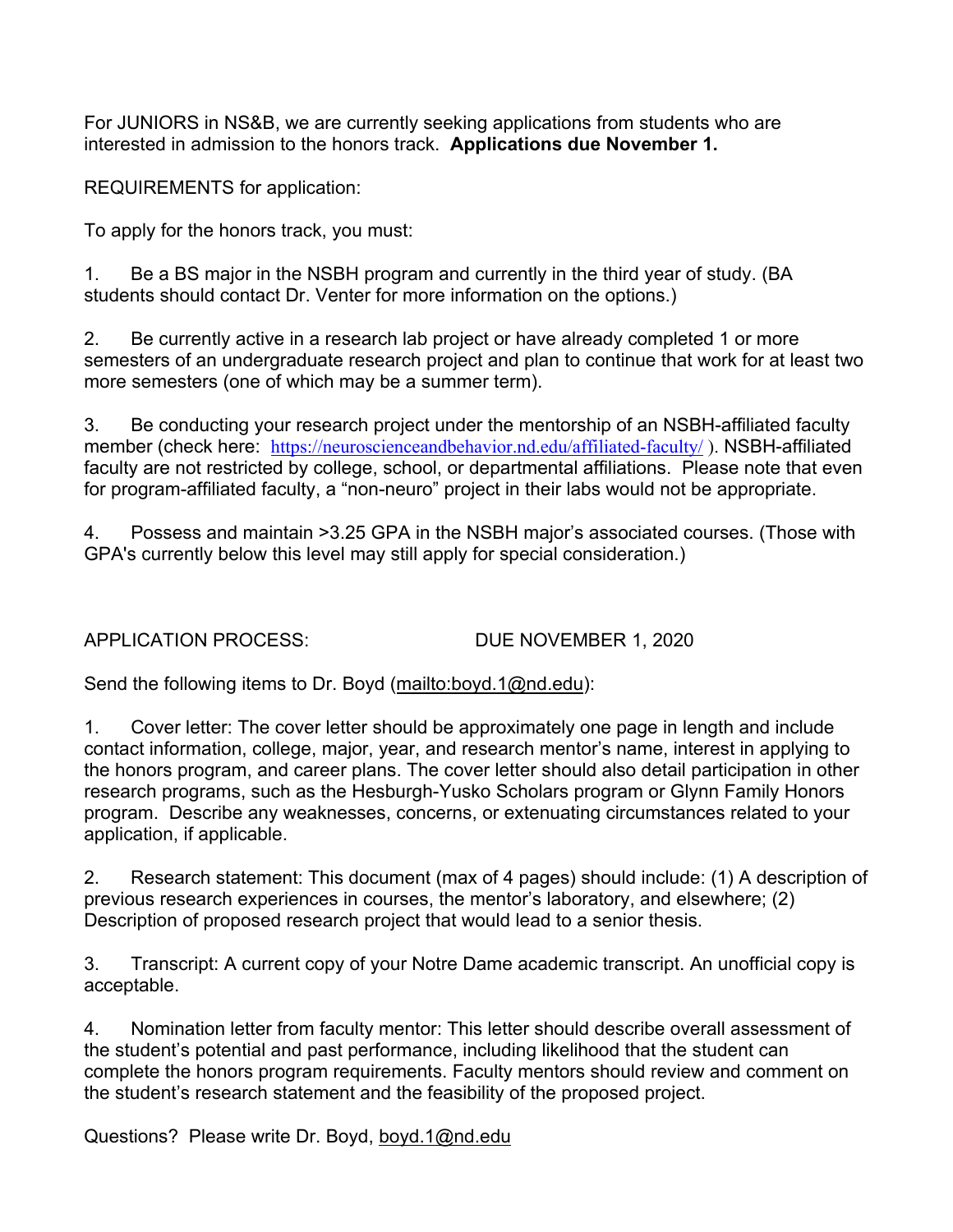For JUNIORS in NS&B, we are currently seeking applications from students who are interested in admission to the honors track. **Applications due November 1.**

REQUIREMENTS for application:

To apply for the honors track, you must:

1. Be a BS major in the NSBH program and currently in the third year of study. (BA students should contact Dr. Venter for more information on the options.)

2. Be currently active in a research lab project or have already completed 1 or more semesters of an undergraduate research project and plan to continue that work for at least two more semesters (one of which may be a summer term).

3. Be conducting your research project under the mentorship of an NSBH-affiliated faculty member (check here: https://neuroscienceandbehavior.nd.edu/affiliated-faculty/ ). NSBH-affiliated faculty are not restricted by college, school, or departmental affiliations. Please note that even for program-affiliated faculty, a "non-neuro" project in their labs would not be appropriate.

4. Possess and maintain >3.25 GPA in the NSBH major's associated courses. (Those with GPA's currently below this level may still apply for special consideration.)

APPLICATION PROCESS: DUE NOVEMBER 1, 2020

Send the following items to Dr. Boyd (mailto:boyd.1@nd.edu):

1. Cover letter: The cover letter should be approximately one page in length and include contact information, college, major, year, and research mentor's name, interest in applying to the honors program, and career plans. The cover letter should also detail participation in other research programs, such as the Hesburgh-Yusko Scholars program or Glynn Family Honors program. Describe any weaknesses, concerns, or extenuating circumstances related to your application, if applicable.

2. Research statement: This document (max of 4 pages) should include: (1) A description of previous research experiences in courses, the mentor's laboratory, and elsewhere; (2) Description of proposed research project that would lead to a senior thesis.

3. Transcript: A current copy of your Notre Dame academic transcript. An unofficial copy is acceptable.

4. Nomination letter from faculty mentor: This letter should describe overall assessment of the student's potential and past performance, including likelihood that the student can complete the honors program requirements. Faculty mentors should review and comment on the student's research statement and the feasibility of the proposed project.

Questions? Please write Dr. Boyd, boyd.1@nd.edu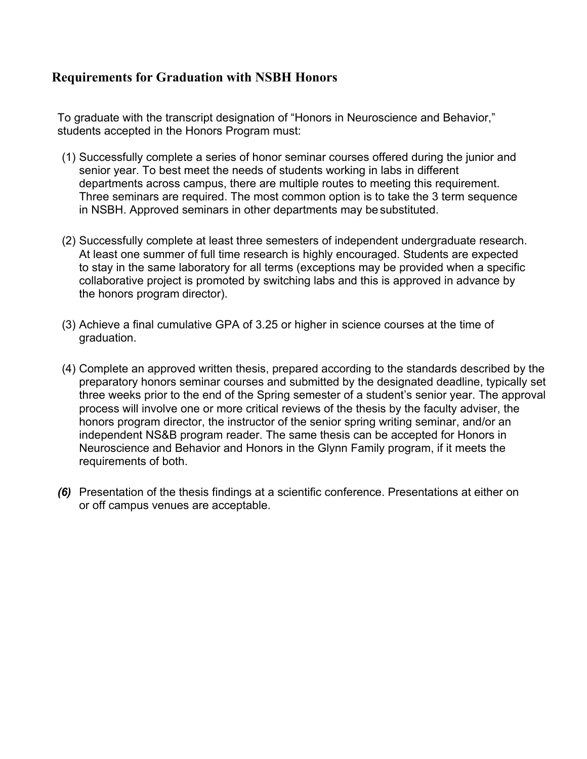## Requirements for Graduation with NSBH Honors

To graduate with the transcript designation of "Honors in Neuroscience and Behavior," students accepted in the Honors Program must:

(1) Successfully complete a series of honor seminar courses offered during the junior and senior year. To best meet the needs of students working in labs in different departments across campus, there are multiple routes to meeting this requirement. Three seminars are required. The most common option is to take the 3 term sequence in NSBH. Approved seminars in other departments may be substituted.

(2) Successfully complete at least three semesters of independent undergraduate research. At least one summer of full time research is highly encouraged. Students are expected to stay in the same laboratory for all terms (exceptions may be provided when a specific collaborative project is promoted by switching labs and this is approved in advance by the honors program director).

(3) Achieve a final cumulative GPA of 3.25 or higher in science courses at the time of graduation.

(4) Complete an approved written thesis, prepared according to the standards described by the preparatory honors seminar courses and submitted by the designated deadline, typically set three weeks prior to the end of the Spring semester of a student's senior year. The approval process will involve one or more critical reviews of the thesis by the faculty adviser, the honors program director, the instructor of the senior spring writing seminar, and/or an independent NS&B program reader. The same thesis can be accepted for Honors in Neuroscience and Behavior and Honors in the Glynn Family program, if it meets the requirements of both.

***(6)*** Presentation of the thesis findings at a scientific conference. Presentations at either on or off campus venues are acceptable.